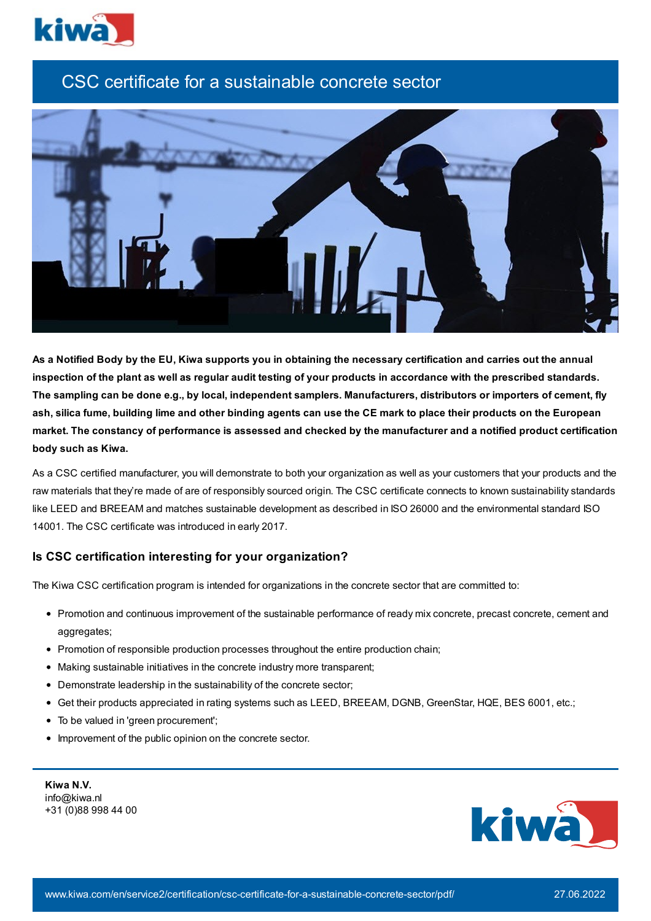# CSC certificate for a sustainable concrete sector

**As a Notified Body by the EU, Kiwa supports you in obtaining the necessary certification and carries out the annual inspection of the plant as well as regular audit testing of your products in accordance with the prescribed standards. The sampling can be done e.g., by local, independent samplers. Manufacturers, distributors or importers of cement, fly ash, silica fume, building lime and other binding agents can use the CE mark to place their products on the European market. The constancy of performance is assessed and checked by the manufacturer and a notified product certification body such as Kiwa.**

As a CSC certified manufacturer, you will demonstrate to both your organization as well as your customers that your products and the raw materials that they're made of are of responsibly sourced origin. The CSC certificate connects to known sustainability standards like LEED and BREEAM and matches sustainable development as described in ISO 26000 and the environmental standard ISO 14001. The CSC certificate was introduced in early 2017.

## Is CSC certification interesting for your organization?

The Kiwa CSC certification program is intended for organizations in the concrete sector that are committed to:

- Promotion and continuous improvement of the sustainable performance of ready mix concrete, precast concrete, cement and aggregates;
- Promotion of responsible production processes throughout the entire production chain;
- Making sustainable initiatives in the concrete industry more transparent;
- Demonstrate leadership in the sustainability of the concrete sector;
- Get their products appreciated in rating systems such as LEED, BREEAM, DGNB, GreenStar, HQE, BES 6001, etc.;
- To be valued in 'green procurement';
- Improvement of the public opinion on the concrete sector.

**Kiwa N.V.**
info@kiwa.nl
+31 (0)88 998 44 00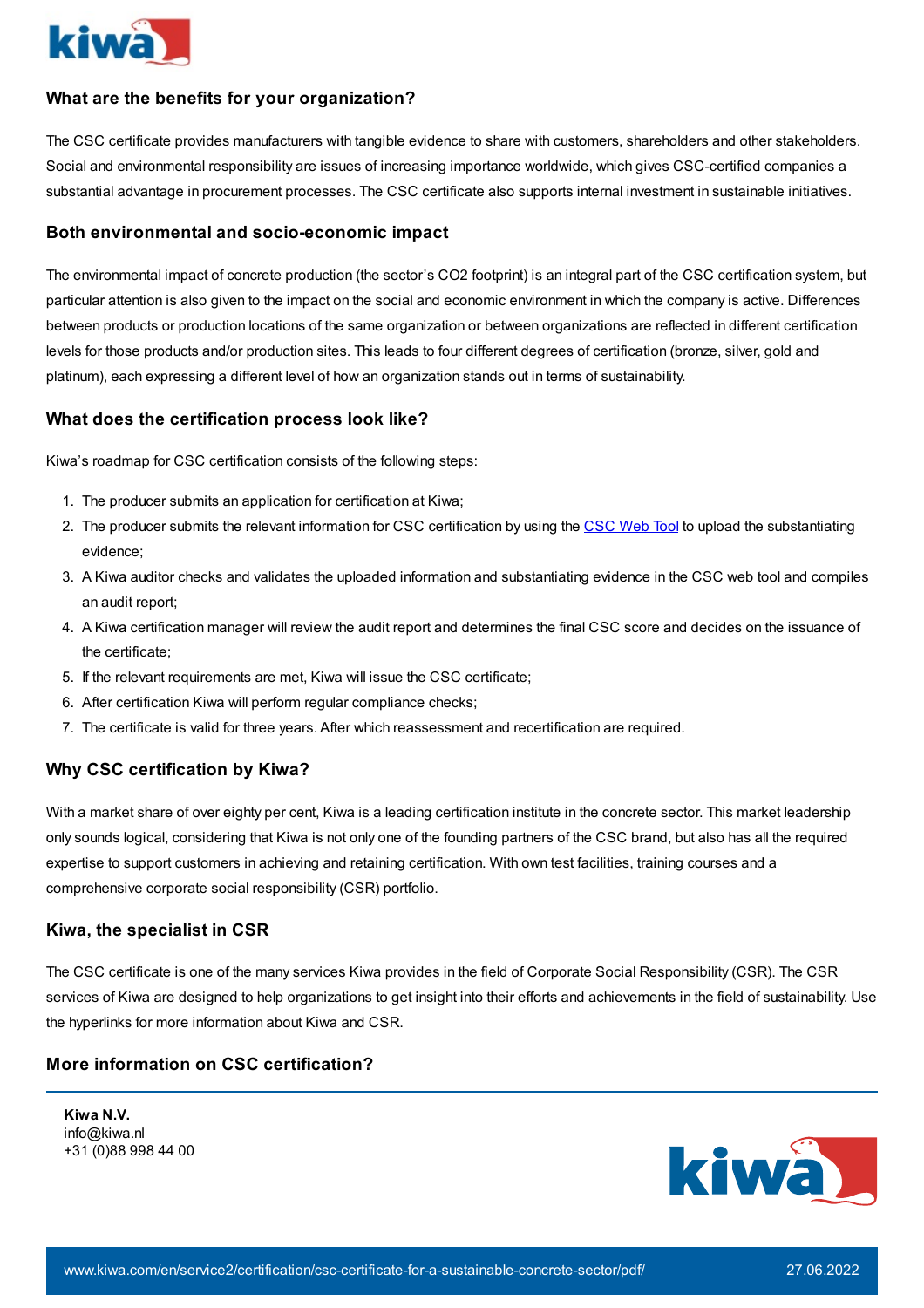## What are the benefits for your organization?

The CSC certificate provides manufacturers with tangible evidence to share with customers, shareholders and other stakeholders. Social and environmental responsibility are issues of increasing importance worldwide, which gives CSC-certified companies a substantial advantage in procurement processes. The CSC certificate also supports internal investment in sustainable initiatives.

## Both environmental and socio-economic impact

The environmental impact of concrete production (the sector's $CO_2$ footprint) is an integral part of the CSC certification system, but particular attention is also given to the impact on the social and economic environment in which the company is active. Differences between products or production locations of the same organization or between organizations are reflected in different certification levels for those products and/or production sites. This leads to four different degrees of certification (bronze, silver, gold and platinum), each expressing a different level of how an organization stands out in terms of sustainability.

## What does the certification process look like?

Kiwa's roadmap for CSC certification consists of the following steps:

1. The producer submits an application for certification at Kiwa;
2. The producer submits the relevant information for CSC certification by using the [CSC Web Tool] to upload the substantiating evidence;
3. A Kiwa auditor checks and validates the uploaded information and substantiating evidence in the CSC web tool and compiles an audit report;
4. A Kiwa certification manager will review the audit report and determines the final CSC score and decides on the issuance of the certificate;
5. If the relevant requirements are met, Kiwa will issue the CSC certificate;
6. After certification Kiwa will perform regular compliance checks;
7. The certificate is valid for three years. After which reassessment and recertification are required.

## Why CSC certification by Kiwa?

With a market share of over eighty per cent, Kiwa is a leading certification institute in the concrete sector. This market leadership only sounds logical, considering that Kiwa is not only one of the founding partners of the CSC brand, but also has all the required expertise to support customers in achieving and retaining certification. With own test facilities, training courses and a comprehensive corporate social responsibility (CSR) portfolio.

## Kiwa, the specialist in CSR

The CSC certificate is one of the many services Kiwa provides in the field of Corporate Social Responsibility (CSR). The CSR services of Kiwa are designed to help organizations to get insight into their efforts and achievements in the field of sustainability. Use the hyperlinks for more information about Kiwa and CSR.

## More information on CSC certification?

**Kiwa N.V.**
info@kiwa.nl
+31 (0)88 998 44 00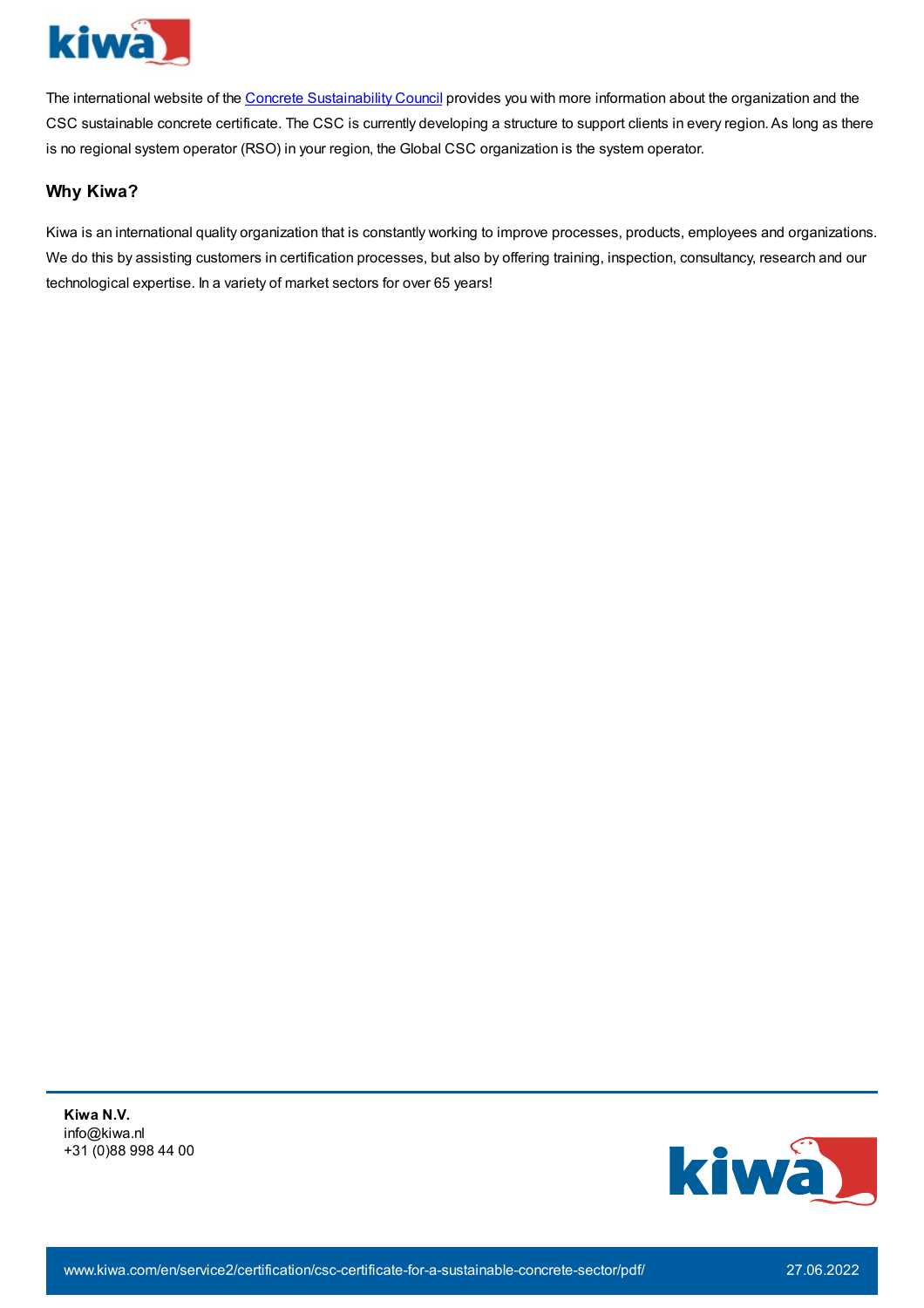The international website of the Concrete Sustainability Council provides you with more information about the organization and the CSC sustainable concrete certificate. The CSC is currently developing a structure to support clients in every region. As long as there is no regional system operator (RSO) in your region, the Global CSC organization is the system operator.

## Why Kiwa?

Kiwa is an international quality organization that is constantly working to improve processes, products, employees and organizations. We do this by assisting customers in certification processes, but also by offering training, inspection, consultancy, research and our technological expertise. In a variety of market sectors for over 65 years!

**Kiwa N.V.**
info@kiwa.nl
+31 (0)88 998 44 00